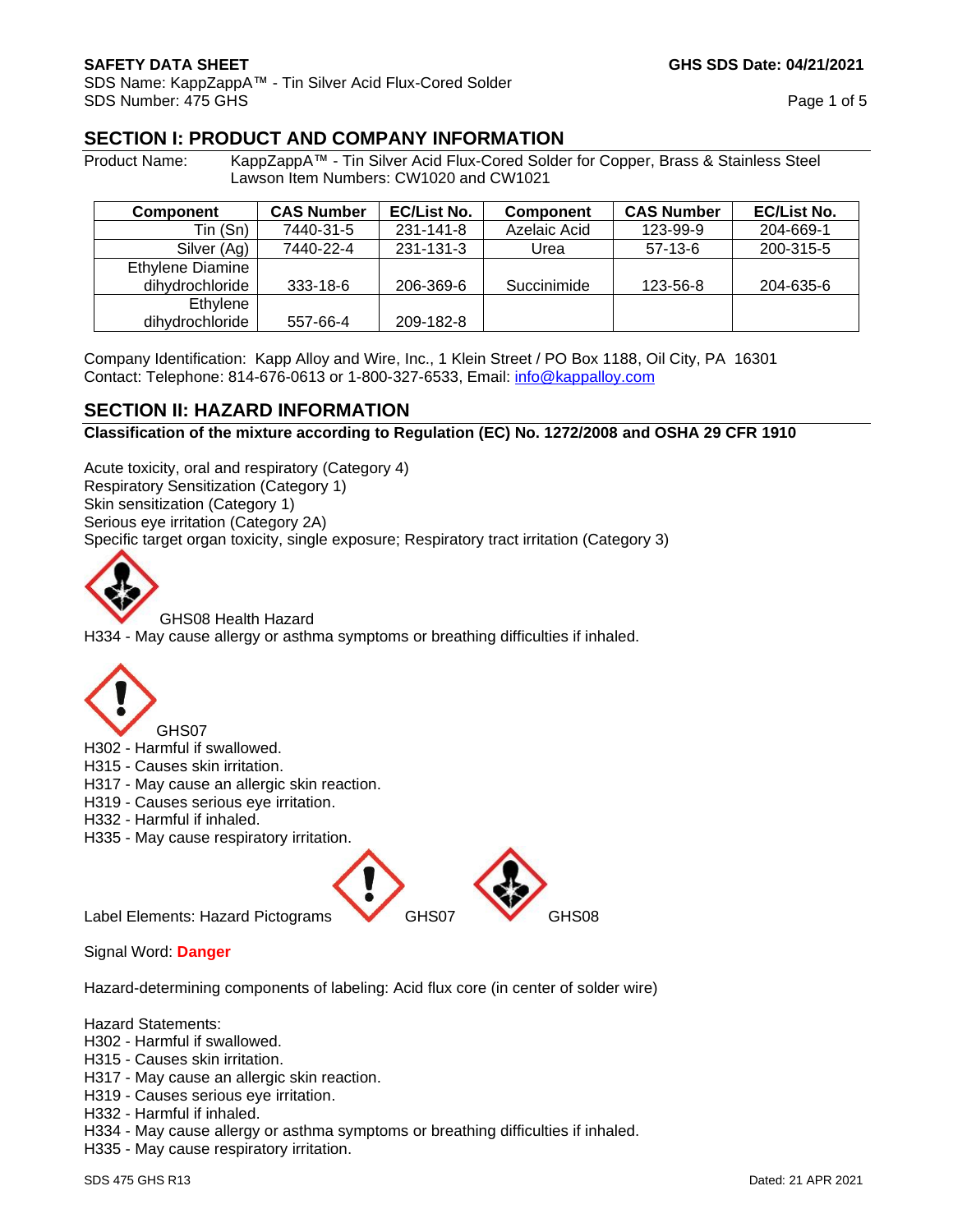**SAFETY DATA SHEET** **GHS SDS Date: 04/21/2021**

SDS Name: KappZappA™ - Tin Silver Acid Flux-Cored Solder
SDS Number: 475 GHS

## SECTION I: PRODUCT AND COMPANY INFORMATION

Product Name: KappZappA™ - Tin Silver Acid Flux-Cored Solder for Copper, Brass & Stainless Steel
Lawson Item Numbers: CW1020 and CW1021

| Component | CAS Number | EC/List No. | Component | CAS Number | EC/List No. |
|---|---|---|---|---|---|
| Tin (Sn) | 7440-31-5 | 231-141-8 | Azelaic Acid | 123-99-9 | 204-669-1 |
| Silver (Ag) | 7440-22-4 | 231-131-3 | Urea | 57-13-6 | 200-315-5 |
| Ethylene Diamine dihydrochloride | 333-18-6 | 206-369-6 | Succinimide | 123-56-8 | 204-635-6 |
| Ethylene dihydrochloride | 557-66-4 | 209-182-8 | | | |

Company Identification: Kapp Alloy and Wire, Inc., 1 Klein Street / PO Box 1188, Oil City, PA 16301
Contact: Telephone: 814-676-0613 or 1-800-327-6533, Email: info@kappalloy.com

## SECTION II: HAZARD INFORMATION

**Classification of the mixture according to Regulation (EC) No. 1272/2008 and OSHA 29 CFR 1910**

Acute toxicity, oral and respiratory (Category 4)
Respiratory Sensitization (Category 1)
Skin sensitization (Category 1)
Serious eye irritation (Category 2A)
Specific target organ toxicity, single exposure; Respiratory tract irritation (Category 3)

GHS08 Health Hazard
H334 - May cause allergy or asthma symptoms or breathing difficulties if inhaled.

GHS07
H302 - Harmful if swallowed.
H315 - Causes skin irritation.
H317 - May cause an allergic skin reaction.
H319 - Causes serious eye irritation.
H332 - Harmful if inhaled.
H335 - May cause respiratory irritation.

Label Elements: Hazard Pictograms GHS07 GHS08

Signal Word: **Danger**

Hazard-determining components of labeling: Acid flux core (in center of solder wire)

Hazard Statements:
H302 - Harmful if swallowed.
H315 - Causes skin irritation.
H317 - May cause an allergic skin reaction.
H319 - Causes serious eye irritation.
H332 - Harmful if inhaled.
H334 - May cause allergy or asthma symptoms or breathing difficulties if inhaled.
H335 - May cause respiratory irritation.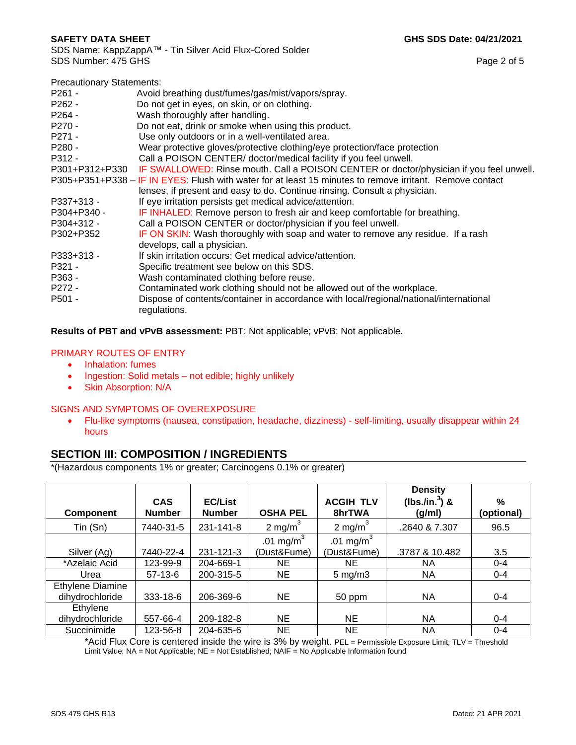Precautionary Statements:

| | |
|---|---|
| P261 - | Avoid breathing dust/fumes/gas/mist/vapors/spray. |
| P262 - | Do not get in eyes, on skin, or on clothing. |
| P264 - | Wash thoroughly after handling. |
| P270 - | Do not eat, drink or smoke when using this product. |
| P271 - | Use only outdoors or in a well-ventilated area. |
| P280 - | Wear protective gloves/protective clothing/eye protection/face protection |
| P312 - | Call a POISON CENTER/ doctor/medical facility if you feel unwell. |
| P301+P312+P330 | IF SWALLOWED: Rinse mouth. Call a POISON CENTER or doctor/physician if you feel unwell. |
| P305+P351+P338 – | IF IN EYES: Flush with water for at least 15 minutes to remove irritant. Remove contact lenses, if present and easy to do. Continue rinsing. Consult a physician. |
| P337+313 - | If eye irritation persists get medical advice/attention. |
| P304+P340 - | IF INHALED: Remove person to fresh air and keep comfortable for breathing. |
| P304+312 - | Call a POISON CENTER or doctor/physician if you feel unwell. |
| P302+P352 | IF ON SKIN: Wash thoroughly with soap and water to remove any residue. If a rash develops, call a physician. |
| P333+313 - | If skin irritation occurs: Get medical advice/attention. |
| P321 - | Specific treatment see below on this SDS. |
| P363 - | Wash contaminated clothing before reuse. |
| P272 - | Contaminated work clothing should not be allowed out of the workplace. |
| P501 - | Dispose of contents/container in accordance with local/regional/national/international regulations. |

**Results of PBT and vPvB assessment:** PBT: Not applicable; vPvB: Not applicable.

PRIMARY ROUTES OF ENTRY

- Inhalation: fumes
- Ingestion: Solid metals – not edible; highly unlikely
- Skin Absorption: N/A

SIGNS AND SYMPTOMS OF OVEREXPOSURE

- Flu-like symptoms (nausea, constipation, headache, dizziness) - self-limiting, usually disappear within 24 hours

## SECTION III: COMPOSITION / INGREDIENTS

*(Hazardous components 1% or greater; Carcinogens 0.1% or greater)

| Component | CAS Number | EC/List Number | OSHA PEL | ACGIH TLV 8hrTWA | Density (lbs./in.$^3$) & (g/ml) | % (optional) |
|---|---|---|---|---|---|---|
| Tin (Sn) | 7440-31-5 | 231-141-8 | 2 mg/m$^3$ | 2 mg/m$^3$ | .2640 & 7.307 | 96.5 |
| Silver (Ag) | 7440-22-4 | 231-121-3 | .01 mg/m$^3$ (Dust&Fume) | .01 mg/m$^3$ (Dust&Fume) | .3787 & 10.482 | 3.5 |
| *Azelaic Acid | 123-99-9 | 204-669-1 | NE | NE | NA | 0-4 |
| Urea | 57-13-6 | 200-315-5 | NE | 5 mg/m3 | NA | 0-4 |
| Ethylene Diamine dihydrochloride | 333-18-6 | 206-369-6 | NE | 50 ppm | NA | 0-4 |
| Ethylene dihydrochloride | 557-66-4 | 209-182-8 | NE | NE | NA | 0-4 |
| Succinimide | 123-56-8 | 204-635-6 | NE | NE | NA | 0-4 |

*Acid Flux Core is centered inside the wire is 3% by weight. PEL = Permissible Exposure Limit; TLV = Threshold Limit Value; NA = Not Applicable; NE = Not Established; NAIF = No Applicable Information found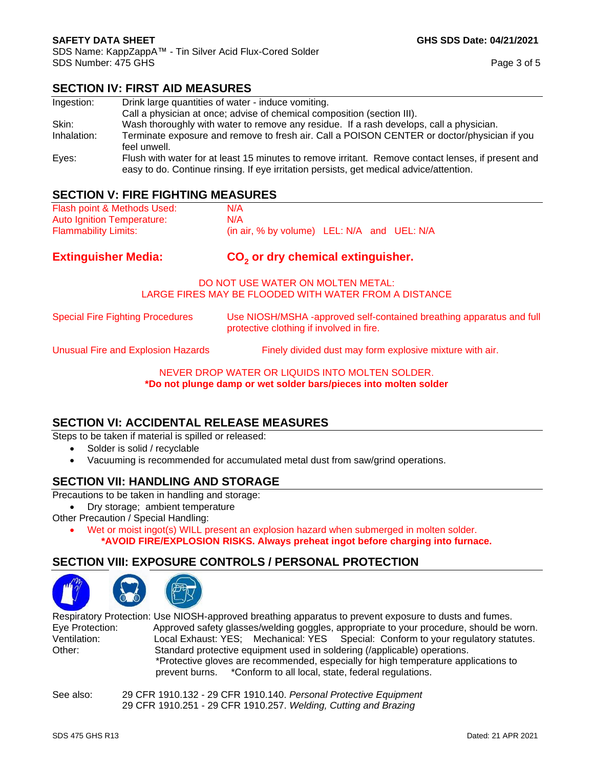## SECTION IV: FIRST AID MEASURES

| | |
|---|---|
| Ingestion: | Drink large quantities of water - induce vomiting. Call a physician at once; advise of chemical composition (section III). |
| Skin: | Wash thoroughly with water to remove any residue. If a rash develops, call a physician. |
| Inhalation: | Terminate exposure and remove to fresh air. Call a POISON CENTER or doctor/physician if you feel unwell. |
| Eyes: | Flush with water for at least 15 minutes to remove irritant. Remove contact lenses, if present and easy to do. Continue rinsing. If eye irritation persists, get medical advice/attention. |

## SECTION V: FIRE FIGHTING MEASURES

| | |
|---|---|
| Flash point & Methods Used: | N/A |
| Auto Ignition Temperature: | N/A |
| Flammability Limits: | (in air, % by volume) LEL: N/A and UEL: N/A |

**Extinguisher Media:** **$CO_2$ or dry chemical extinguisher.**

DO NOT USE WATER ON MOLTEN METAL:
LARGE FIRES MAY BE FLOODED WITH WATER FROM A DISTANCE

| | |
|---|---|
| Special Fire Fighting Procedures | Use NIOSH/MSHA -approved self-contained breathing apparatus and full protective clothing if involved in fire. |
| Unusual Fire and Explosion Hazards | Finely divided dust may form explosive mixture with air. |

NEVER DROP WATER OR LIQUIDS INTO MOLTEN SOLDER.
**\*Do not plunge damp or wet solder bars/pieces into molten solder**

## SECTION VI: ACCIDENTAL RELEASE MEASURES

Steps to be taken if material is spilled or released:

- Solder is solid / recyclable
- Vacuuming is recommended for accumulated metal dust from saw/grind operations.

## SECTION VII: HANDLING AND STORAGE

Precautions to be taken in handling and storage:

- Dry storage; ambient temperature

Other Precaution / Special Handling:

- Wet or moist ingot(s) WILL present an explosion hazard when submerged in molten solder.
  **\*AVOID FIRE/EXPLOSION RISKS. Always preheat ingot before charging into furnace.**

## SECTION VIII: EXPOSURE CONTROLS / PERSONAL PROTECTION

| | |
|---|---|
| Respiratory Protection: | Use NIOSH-approved breathing apparatus to prevent exposure to dusts and fumes. |
| Eye Protection: | Approved safety glasses/welding goggles, appropriate to your procedure, should be worn. |
| Ventilation: | Local Exhaust: YES; Mechanical: YES Special: Conform to your regulatory statutes. |
| Other: | Standard protective equipment used in soldering (/applicable) operations. \*Protective gloves are recommended, especially for high temperature applications to prevent burns. \*Conform to all local, state, federal regulations. |

See also: 29 CFR 1910.132 - 29 CFR 1910.140. *Personal Protective Equipment*
29 CFR 1910.251 - 29 CFR 1910.257. *Welding, Cutting and Brazing*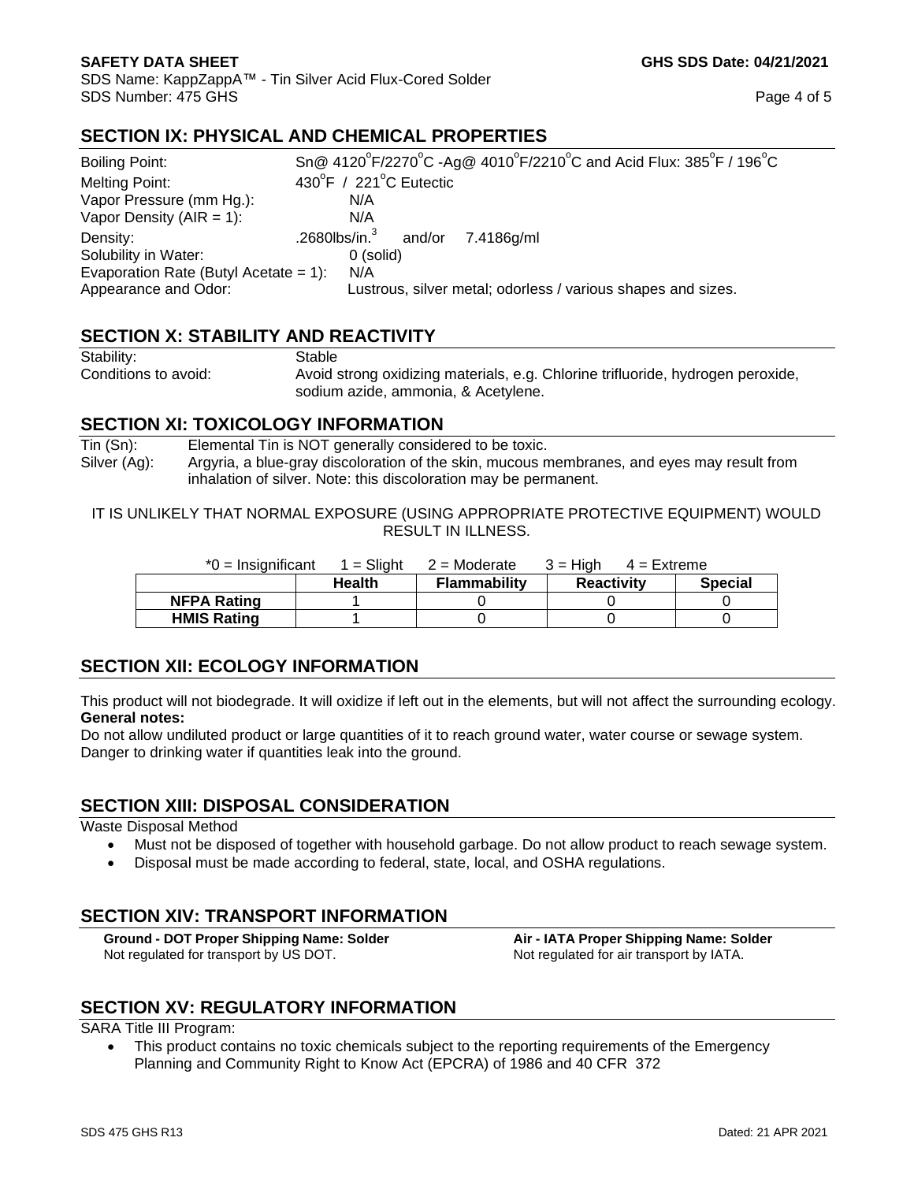## SECTION IX: PHYSICAL AND CHEMICAL PROPERTIES

| | |
|---|---|
| Boiling Point: | Sn@ 4120°F/2270°C -Ag@ 4010°F/2210°C and Acid Flux: 385°F / 196°C |
| Melting Point: | 430°F / 221°C Eutectic |
| Vapor Pressure (mm Hg.): | N/A |
| Vapor Density (AIR = 1): | N/A |
| Density: | .2680lbs/in.$^3$ and/or 7.4186g/ml |
| Solubility in Water: | 0 (solid) |
| Evaporation Rate (Butyl Acetate = 1): | N/A |
| Appearance and Odor: | Lustrous, silver metal; odorless / various shapes and sizes. |

## SECTION X: STABILITY AND REACTIVITY

| | |
|---|---|
| Stability: | Stable |
| Conditions to avoid: | Avoid strong oxidizing materials, e.g. Chlorine trifluoride, hydrogen peroxide, sodium azide, ammonia, & Acetylene. |

## SECTION XI: TOXICOLOGY INFORMATION

| | |
|---|---|
| Tin (Sn): | Elemental Tin is NOT generally considered to be toxic. |
| Silver (Ag): | Argyria, a blue-gray discoloration of the skin, mucous membranes, and eyes may result from inhalation of silver. Note: this discoloration may be permanent. |

IT IS UNLIKELY THAT NORMAL EXPOSURE (USING APPROPRIATE PROTECTIVE EQUIPMENT) WOULD RESULT IN ILLNESS.

*0 = Insignificant 1 = Slight 2 = Moderate 3 = High 4 = Extreme

| | Health | Flammability | Reactivity | Special |
|---|---|---|---|---|
| **NFPA Rating** | 1 | 0 | 0 | 0 |
| **HMIS Rating** | 1 | 0 | 0 | 0 |

## SECTION XII: ECOLOGY INFORMATION

This product will not biodegrade. It will oxidize if left out in the elements, but will not affect the surrounding ecology.

**General notes:**

Do not allow undiluted product or large quantities of it to reach ground water, water course or sewage system. Danger to drinking water if quantities leak into the ground.

## SECTION XIII: DISPOSAL CONSIDERATION

Waste Disposal Method

- Must not be disposed of together with household garbage. Do not allow product to reach sewage system.
- Disposal must be made according to federal, state, local, and OSHA regulations.

## SECTION XIV: TRANSPORT INFORMATION

**Ground - DOT Proper Shipping Name: Solder**
Not regulated for transport by US DOT.

**Air - IATA Proper Shipping Name: Solder**
Not regulated for air transport by IATA.

## SECTION XV: REGULATORY INFORMATION

SARA Title III Program:

- This product contains no toxic chemicals subject to the reporting requirements of the Emergency Planning and Community Right to Know Act (EPCRA) of 1986 and 40 CFR 372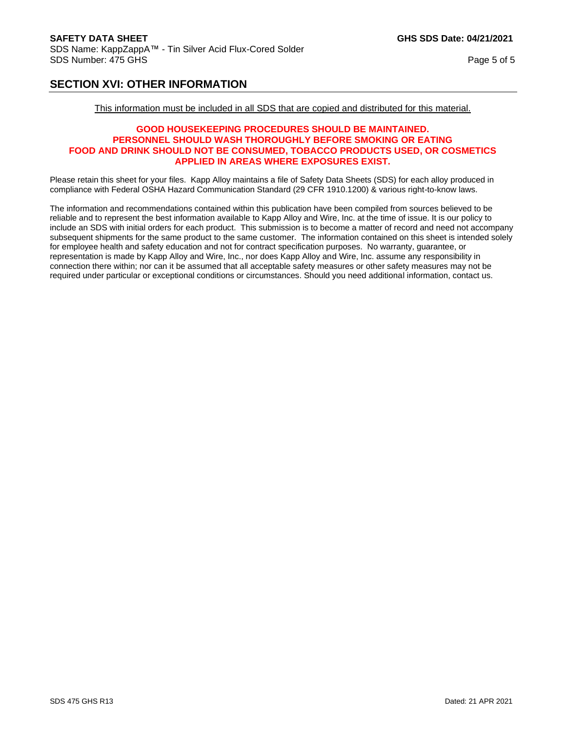## SECTION XVI: OTHER INFORMATION

This information must be included in all SDS that are copied and distributed for this material.

**GOOD HOUSEKEEPING PROCEDURES SHOULD BE MAINTAINED.**
**PERSONNEL SHOULD WASH THOROUGHLY BEFORE SMOKING OR EATING**
**FOOD AND DRINK SHOULD NOT BE CONSUMED, TOBACCO PRODUCTS USED, OR COSMETICS APPLIED IN AREAS WHERE EXPOSURES EXIST.**

Please retain this sheet for your files. Kapp Alloy maintains a file of Safety Data Sheets (SDS) for each alloy produced in compliance with Federal OSHA Hazard Communication Standard (29 CFR 1910.1200) & various right-to-know laws.

The information and recommendations contained within this publication have been compiled from sources believed to be reliable and to represent the best information available to Kapp Alloy and Wire, Inc. at the time of issue. It is our policy to include an SDS with initial orders for each product. This submission is to become a matter of record and need not accompany subsequent shipments for the same product to the same customer. The information contained on this sheet is intended solely for employee health and safety education and not for contract specification purposes. No warranty, guarantee, or representation is made by Kapp Alloy and Wire, Inc., nor does Kapp Alloy and Wire, Inc. assume any responsibility in connection there within; nor can it be assumed that all acceptable safety measures or other safety measures may not be required under particular or exceptional conditions or circumstances. Should you need additional information, contact us.